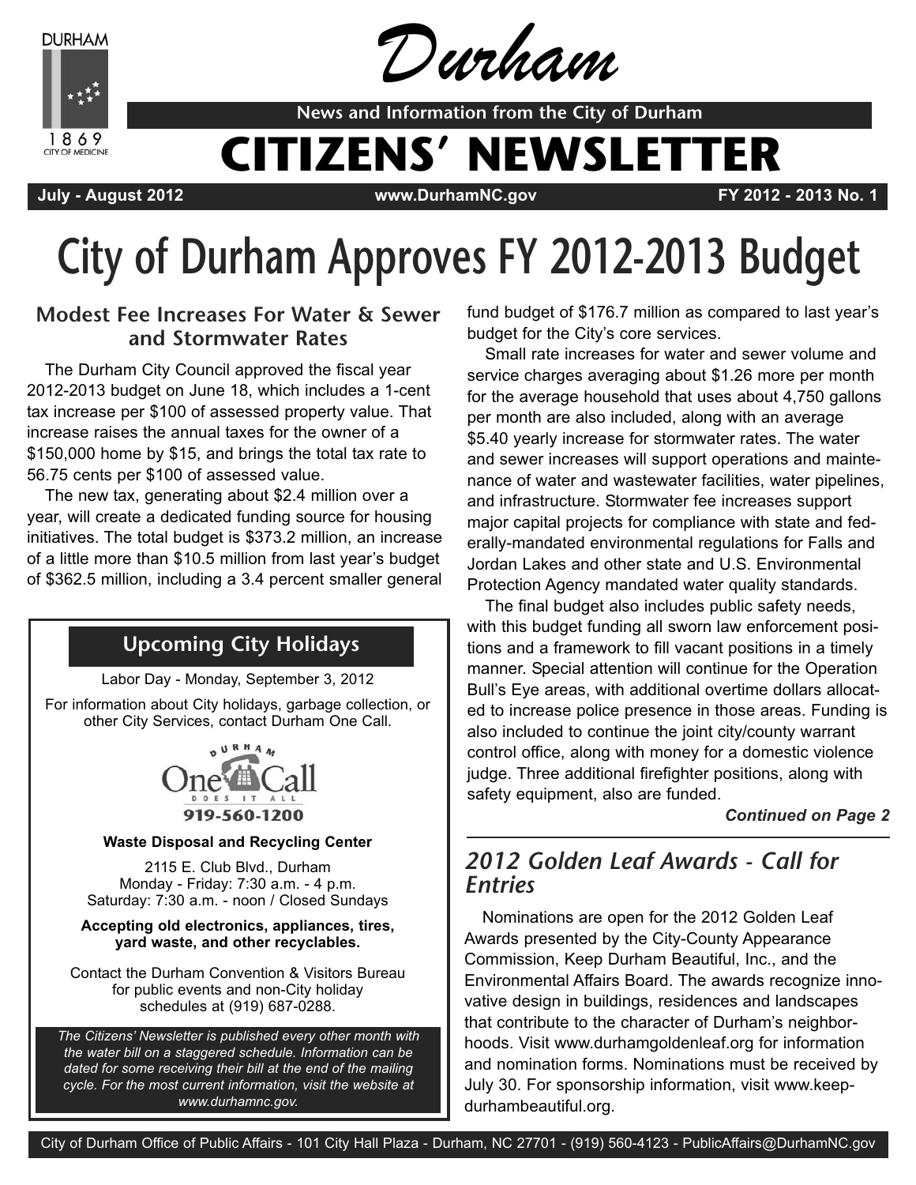# Durham

**News and Information from the City of Durham**

# CITIZENS' NEWSLETTER

**July - August 2012** | **www.DurhamNC.gov** | **FY 2012 - 2013 No. 1**

# City of Durham Approves FY 2012-2013 Budget

### Modest Fee Increases For Water & Sewer and Stormwater Rates

The Durham City Council approved the fiscal year 2012-2013 budget on June 18, which includes a 1-cent tax increase per $100 of assessed property value. That increase raises the annual taxes for the owner of a $150,000 home by $15, and brings the total tax rate to 56.75 cents per $100 of assessed value.

The new tax, generating about $2.4 million over a year, will create a dedicated funding source for housing initiatives. The total budget is $373.2 million, an increase of a little more than $10.5 million from last year's budget of $362.5 million, including a 3.4 percent smaller general fund budget of $176.7 million as compared to last year's budget for the City's core services.

Small rate increases for water and sewer volume and service charges averaging about $1.26 more per month for the average household that uses about 4,750 gallons per month are also included, along with an average $5.40 yearly increase for stormwater rates. The water and sewer increases will support operations and maintenance of water and wastewater facilities, water pipelines, and infrastructure. Stormwater fee increases support major capital projects for compliance with state and federally-mandated environmental regulations for Falls and Jordan Lakes and other state and U.S. Environmental Protection Agency mandated water quality standards.

The final budget also includes public safety needs, with this budget funding all sworn law enforcement positions and a framework to fill vacant positions in a timely manner. Special attention will continue for the Operation Bull's Eye areas, with additional overtime dollars allocated to increase police presence in those areas. Funding is also included to continue the joint city/county warrant control office, along with money for a domestic violence judge. Three additional firefighter positions, along with safety equipment, also are funded.

***Continued on Page 2***

## Upcoming City Holidays

Labor Day - Monday, September 3, 2012

For information about City holidays, garbage collection, or other City Services, contact Durham One Call.

Durham One Call — Does It All — 919-560-1200

**Waste Disposal and Recycling Center**

2115 E. Club Blvd., Durham
Monday - Friday: 7:30 a.m. - 4 p.m.
Saturday: 7:30 a.m. - noon / Closed Sundays

**Accepting old electronics, appliances, tires, yard waste, and other recyclables.**

Contact the Durham Convention & Visitors Bureau for public events and non-City holiday schedules at (919) 687-0288.

*The Citizens' Newsletter is published every other month with the water bill on a staggered schedule. Information can be dated for some receiving their bill at the end of the mailing cycle. For the most current information, visit the website at www.durhamnc.gov.*

## *2012 Golden Leaf Awards - Call for Entries*

Nominations are open for the 2012 Golden Leaf Awards presented by the City-County Appearance Commission, Keep Durham Beautiful, Inc., and the Environmental Affairs Board. The awards recognize innovative design in buildings, residences and landscapes that contribute to the character of Durham's neighborhoods. Visit www.durhamgoldenleaf.org for information and nomination forms. Nominations must be received by July 30. For sponsorship information, visit www.keepdurhambeautiful.org.

City of Durham Office of Public Affairs - 101 City Hall Plaza - Durham, NC 27701 - (919) 560-4123 - PublicAffairs@DurhamNC.gov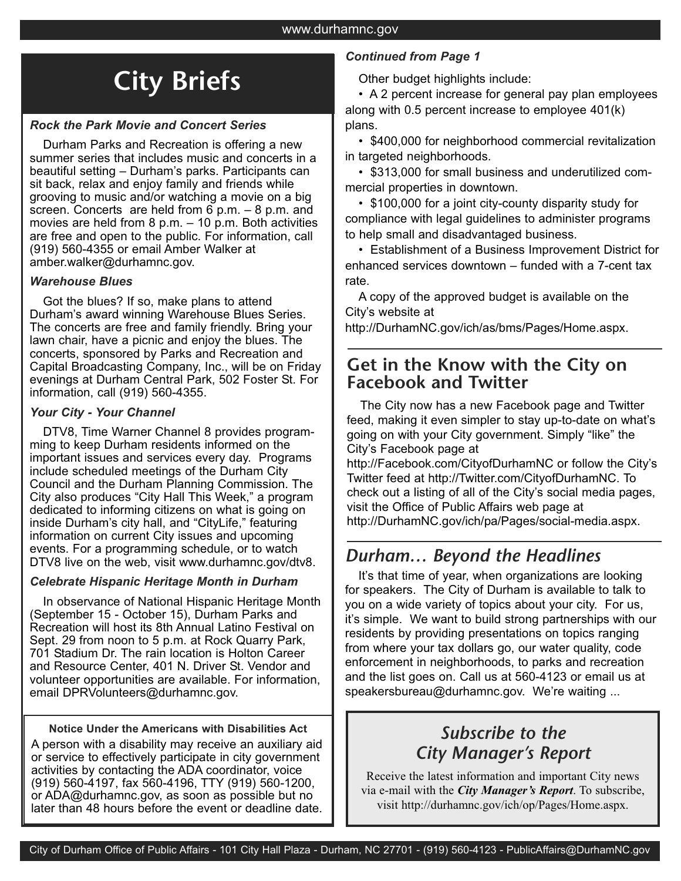# City Briefs

***Rock the Park Movie and Concert Series***

Durham Parks and Recreation is offering a new summer series that includes music and concerts in a beautiful setting – Durham's parks. Participants can sit back, relax and enjoy family and friends while grooving to music and/or watching a movie on a big screen. Concerts are held from 6 p.m. – 8 p.m. and movies are held from 8 p.m. – 10 p.m. Both activities are free and open to the public. For information, call (919) 560-4355 or email Amber Walker at amber.walker@durhamnc.gov.

***Warehouse Blues***

Got the blues? If so, make plans to attend Durham's award winning Warehouse Blues Series. The concerts are free and family friendly. Bring your lawn chair, have a picnic and enjoy the blues. The concerts, sponsored by Parks and Recreation and Capital Broadcasting Company, Inc., will be on Friday evenings at Durham Central Park, 502 Foster St. For information, call (919) 560-4355.

***Your City - Your Channel***

DTV8, Time Warner Channel 8 provides programming to keep Durham residents informed on the important issues and services every day. Programs include scheduled meetings of the Durham City Council and the Durham Planning Commission. The City also produces "City Hall This Week," a program dedicated to informing citizens on what is going on inside Durham's city hall, and "CityLife," featuring information on current City issues and upcoming events. For a programming schedule, or to watch DTV8 live on the web, visit www.durhamnc.gov/dtv8.

***Celebrate Hispanic Heritage Month in Durham***

In observance of National Hispanic Heritage Month (September 15 - October 15), Durham Parks and Recreation will host its 8th Annual Latino Festival on Sept. 29 from noon to 5 p.m. at Rock Quarry Park, 701 Stadium Dr. The rain location is Holton Career and Resource Center, 401 N. Driver St. Vendor and volunteer opportunities are available. For information, email DPRVolunteers@durhamnc.gov.

**Notice Under the Americans with Disabilities Act**

A person with a disability may receive an auxiliary aid or service to effectively participate in city government activities by contacting the ADA coordinator, voice (919) 560-4197, fax 560-4196, TTY (919) 560-1200, or ADA@durhamnc.gov, as soon as possible but no later than 48 hours before the event or deadline date.

***Continued from Page 1***

Other budget highlights include:

- A 2 percent increase for general pay plan employees along with 0.5 percent increase to employee 401(k) plans.
- $400,000 for neighborhood commercial revitalization in targeted neighborhoods.
- $313,000 for small business and underutilized commercial properties in downtown.
- $100,000 for a joint city-county disparity study for compliance with legal guidelines to administer programs to help small and disadvantaged business.
- Establishment of a Business Improvement District for enhanced services downtown – funded with a 7-cent tax rate.

A copy of the approved budget is available on the City's website at http://DurhamNC.gov/ich/as/bms/Pages/Home.aspx.

## Get in the Know with the City on Facebook and Twitter

The City now has a new Facebook page and Twitter feed, making it even simpler to stay up-to-date on what's going on with your City government. Simply "like" the City's Facebook page at http://Facebook.com/CityofDurhamNC or follow the City's Twitter feed at http://Twitter.com/CityofDurhamNC. To check out a listing of all of the City's social media pages, visit the Office of Public Affairs web page at http://DurhamNC.gov/ich/pa/Pages/social-media.aspx.

## *Durham… Beyond the Headlines*

It's that time of year, when organizations are looking for speakers. The City of Durham is available to talk to you on a wide variety of topics about your city. For us, it's simple. We want to build strong partnerships with our residents by providing presentations on topics ranging from where your tax dollars go, our water quality, code enforcement in neighborhoods, to parks and recreation and the list goes on. Call us at 560-4123 or email us at speakersbureau@durhamnc.gov. We're waiting ...

## *Subscribe to the City Manager's Report*

Receive the latest information and important City news via e-mail with the ***City Manager's Report***. To subscribe, visit http://durhamnc.gov/ich/op/Pages/Home.aspx.